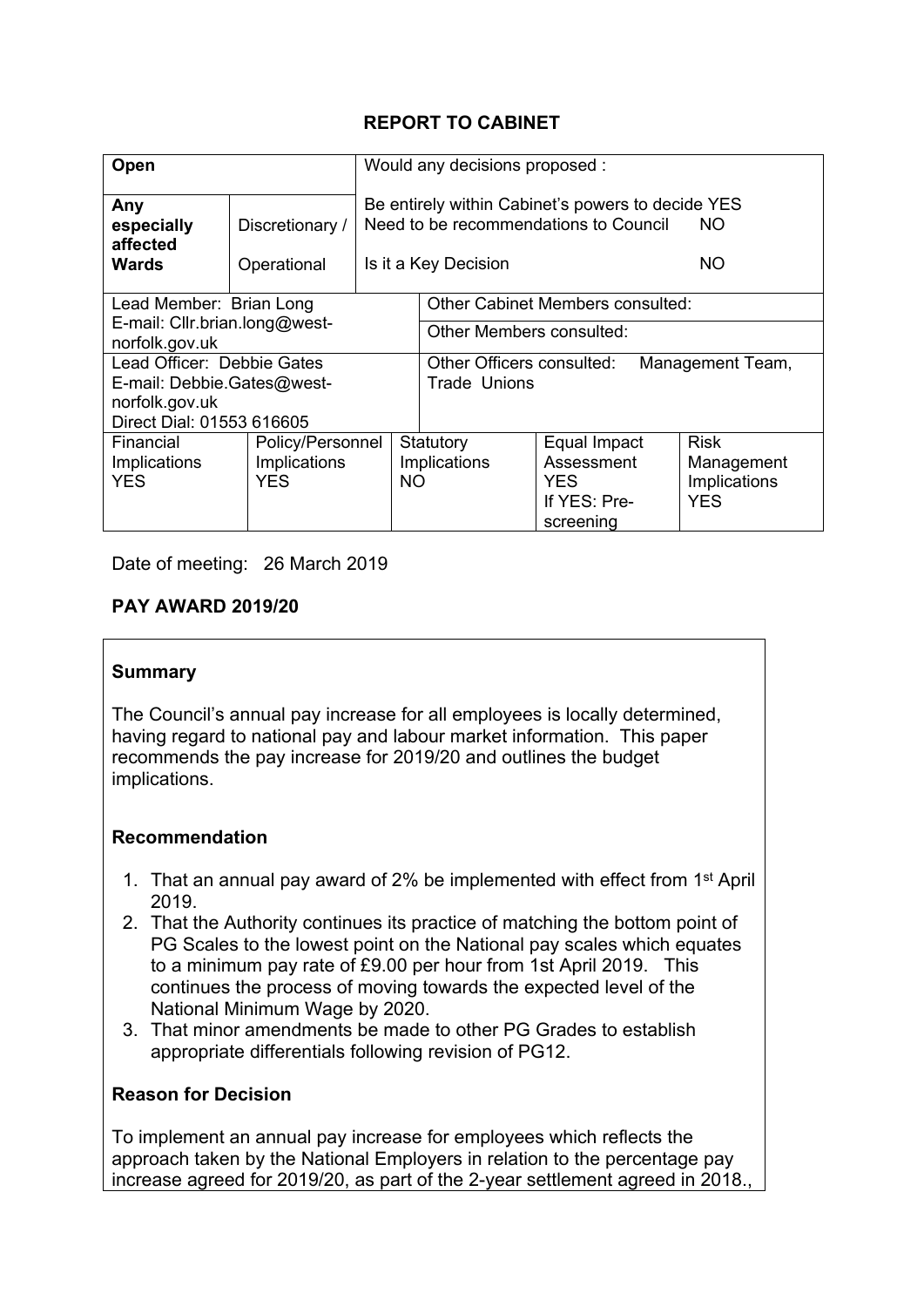## REPORT TO CABINET

| Open | | Would any decisions proposed : | | |
|---|---|---|---|---|
| Any especially affected Wards | Discretionary / Operational | Be entirely within Cabinet's powers to decide YES<br>Need to be recommendations to Council NO<br>Is it a Key Decision NO | | |
| Lead Member: Brian Long<br>E-mail: Cllr.brian.long@west-norfolk.gov.uk | | Other Cabinet Members consulted:<br>Other Members consulted: | | |
| Lead Officer: Debbie Gates<br>E-mail: Debbie.Gates@west-norfolk.gov.uk<br>Direct Dial: 01553 616605 | | Other Officers consulted: Management Team, Trade Unions | | |
| Financial Implications YES | Policy/Personnel Implications YES | Statutory Implications NO | Equal Impact Assessment YES<br>If YES: Pre-screening | Risk Management Implications YES |

Date of meeting: 26 March 2019

**PAY AWARD 2019/20**

**Summary**

The Council's annual pay increase for all employees is locally determined, having regard to national pay and labour market information. This paper recommends the pay increase for 2019/20 and outlines the budget implications.

**Recommendation**

1. That an annual pay award of 2% be implemented with effect from 1st April 2019.
2. That the Authority continues its practice of matching the bottom point of PG Scales to the lowest point on the National pay scales which equates to a minimum pay rate of £9.00 per hour from 1st April 2019. This continues the process of moving towards the expected level of the National Minimum Wage by 2020.
3. That minor amendments be made to other PG Grades to establish appropriate differentials following revision of PG12.

**Reason for Decision**

To implement an annual pay increase for employees which reflects the approach taken by the National Employers in relation to the percentage pay increase agreed for 2019/20, as part of the 2-year settlement agreed in 2018.,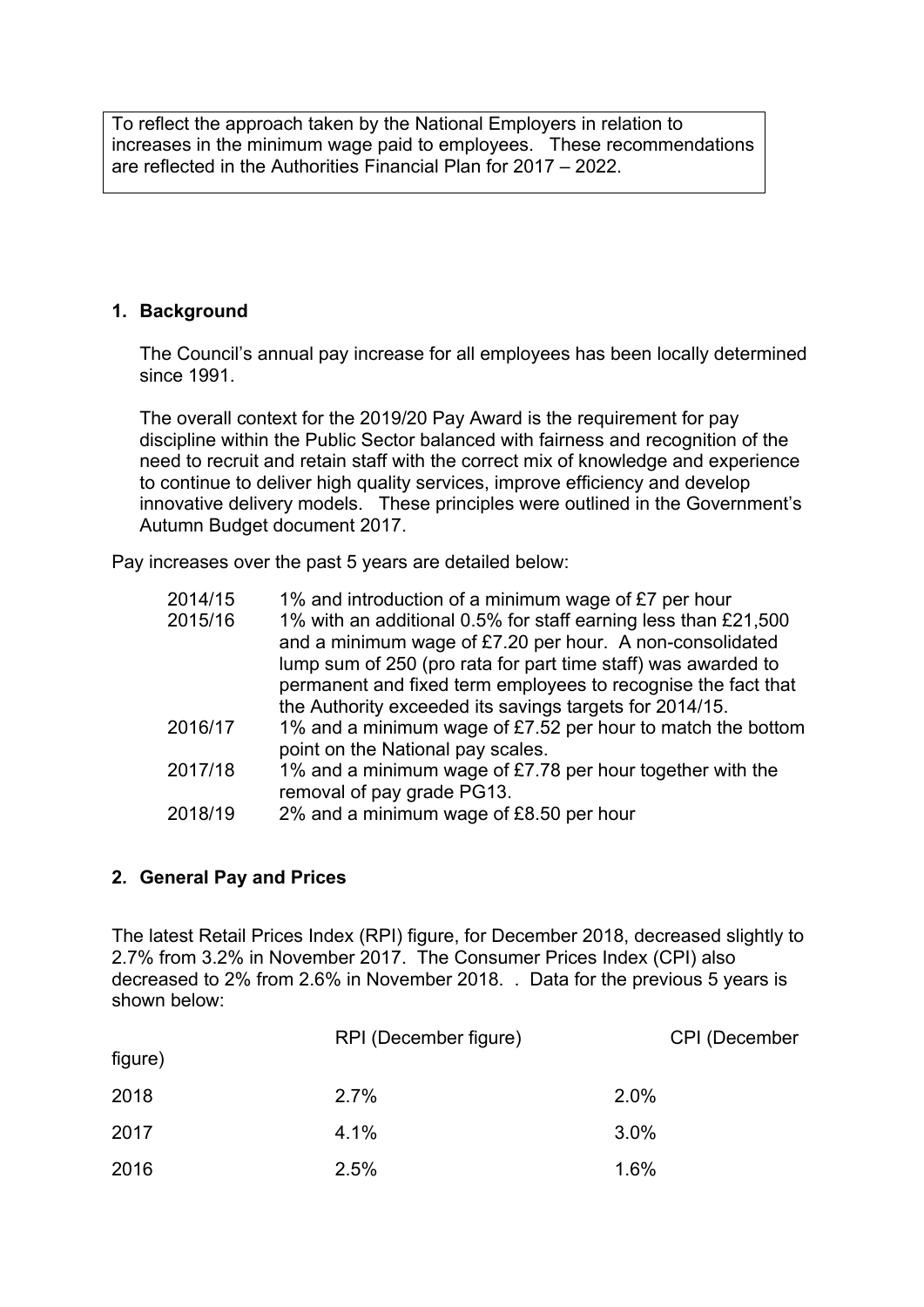To reflect the approach taken by the National Employers in relation to increases in the minimum wage paid to employees. These recommendations are reflected in the Authorities Financial Plan for 2017 – 2022.

## 1. Background

The Council's annual pay increase for all employees has been locally determined since 1991.

The overall context for the 2019/20 Pay Award is the requirement for pay discipline within the Public Sector balanced with fairness and recognition of the need to recruit and retain staff with the correct mix of knowledge and experience to continue to deliver high quality services, improve efficiency and develop innovative delivery models. These principles were outlined in the Government's Autumn Budget document 2017.

Pay increases over the past 5 years are detailed below:

| | |
|---|---|
| 2014/15 | 1% and introduction of a minimum wage of £7 per hour |
| 2015/16 | 1% with an additional 0.5% for staff earning less than £21,500 and a minimum wage of £7.20 per hour. A non-consolidated lump sum of 250 (pro rata for part time staff) was awarded to permanent and fixed term employees to recognise the fact that the Authority exceeded its savings targets for 2014/15. |
| 2016/17 | 1% and a minimum wage of £7.52 per hour to match the bottom point on the National pay scales. |
| 2017/18 | 1% and a minimum wage of £7.78 per hour together with the removal of pay grade PG13. |
| 2018/19 | 2% and a minimum wage of £8.50 per hour |

## 2. General Pay and Prices

The latest Retail Prices Index (RPI) figure, for December 2018, decreased slightly to 2.7% from 3.2% in November 2017. The Consumer Prices Index (CPI) also decreased to 2% from 2.6% in November 2018. . Data for the previous 5 years is shown below:

| | RPI (December figure) | CPI (December figure) |
|---|---|---|
| 2018 | 2.7% | 2.0% |
| 2017 | 4.1% | 3.0% |
| 2016 | 2.5% | 1.6% |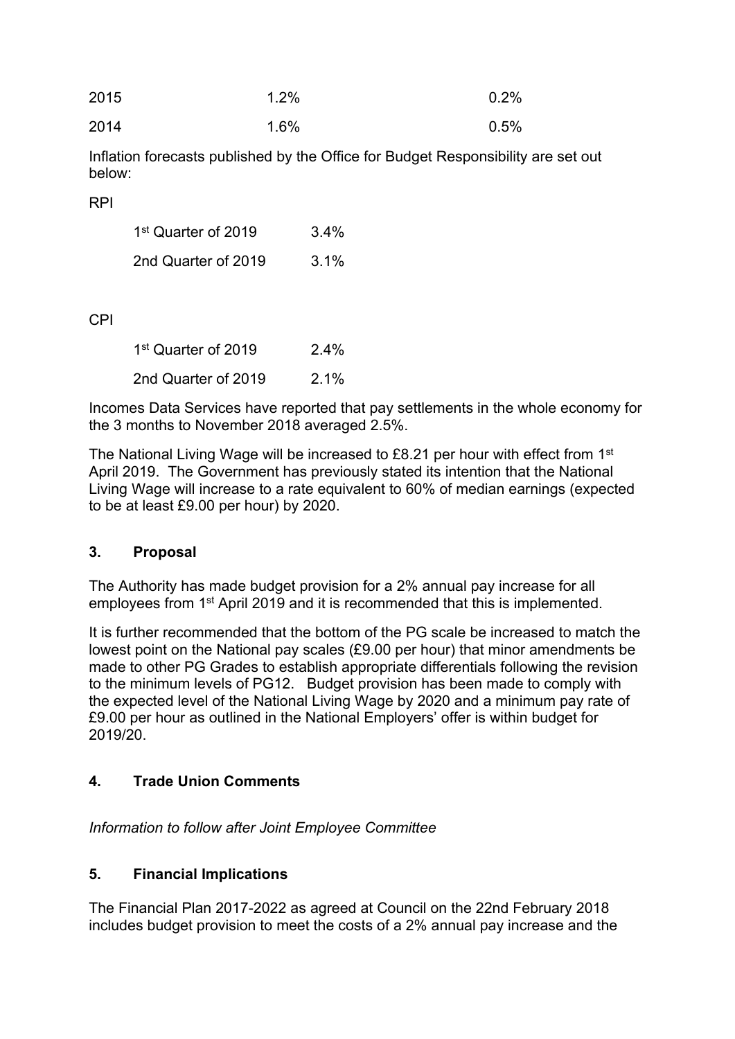| | | |
|---|---|---|
| 2015 | 1.2% | 0.2% |
| 2014 | 1.6% | 0.5% |

Inflation forecasts published by the Office for Budget Responsibility are set out below:

RPI

| | |
|---|---|
| 1st Quarter of 2019 | 3.4% |
| 2nd Quarter of 2019 | 3.1% |

CPI

| | |
|---|---|
| 1st Quarter of 2019 | 2.4% |
| 2nd Quarter of 2019 | 2.1% |

Incomes Data Services have reported that pay settlements in the whole economy for the 3 months to November 2018 averaged 2.5%.

The National Living Wage will be increased to £8.21 per hour with effect from 1st April 2019. The Government has previously stated its intention that the National Living Wage will increase to a rate equivalent to 60% of median earnings (expected to be at least £9.00 per hour) by 2020.

## 3. Proposal

The Authority has made budget provision for a 2% annual pay increase for all employees from 1st April 2019 and it is recommended that this is implemented.

It is further recommended that the bottom of the PG scale be increased to match the lowest point on the National pay scales (£9.00 per hour) that minor amendments be made to other PG Grades to establish appropriate differentials following the revision to the minimum levels of PG12. Budget provision has been made to comply with the expected level of the National Living Wage by 2020 and a minimum pay rate of £9.00 per hour as outlined in the National Employers' offer is within budget for 2019/20.

## 4. Trade Union Comments

*Information to follow after Joint Employee Committee*

## 5. Financial Implications

The Financial Plan 2017-2022 as agreed at Council on the 22nd February 2018 includes budget provision to meet the costs of a 2% annual pay increase and the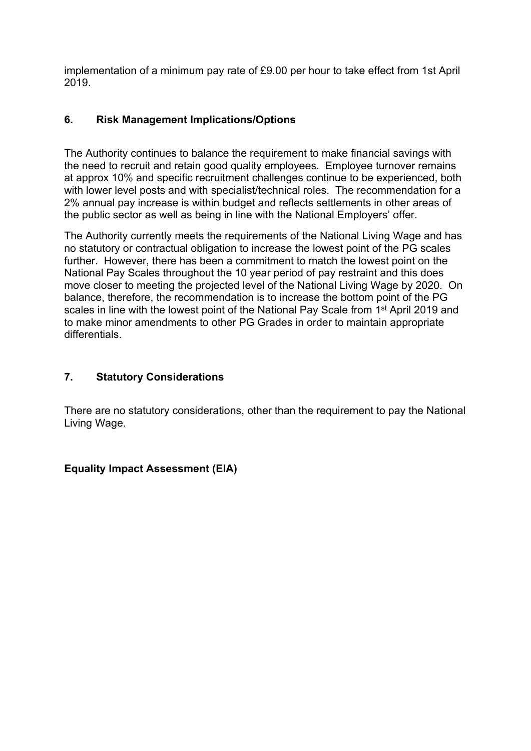implementation of a minimum pay rate of £9.00 per hour to take effect from 1st April 2019.

## 6. Risk Management Implications/Options

The Authority continues to balance the requirement to make financial savings with the need to recruit and retain good quality employees. Employee turnover remains at approx 10% and specific recruitment challenges continue to be experienced, both with lower level posts and with specialist/technical roles. The recommendation for a 2% annual pay increase is within budget and reflects settlements in other areas of the public sector as well as being in line with the National Employers' offer.

The Authority currently meets the requirements of the National Living Wage and has no statutory or contractual obligation to increase the lowest point of the PG scales further. However, there has been a commitment to match the lowest point on the National Pay Scales throughout the 10 year period of pay restraint and this does move closer to meeting the projected level of the National Living Wage by 2020. On balance, therefore, the recommendation is to increase the bottom point of the PG scales in line with the lowest point of the National Pay Scale from 1st April 2019 and to make minor amendments to other PG Grades in order to maintain appropriate differentials.

## 7. Statutory Considerations

There are no statutory considerations, other than the requirement to pay the National Living Wage.

**Equality Impact Assessment (EIA)**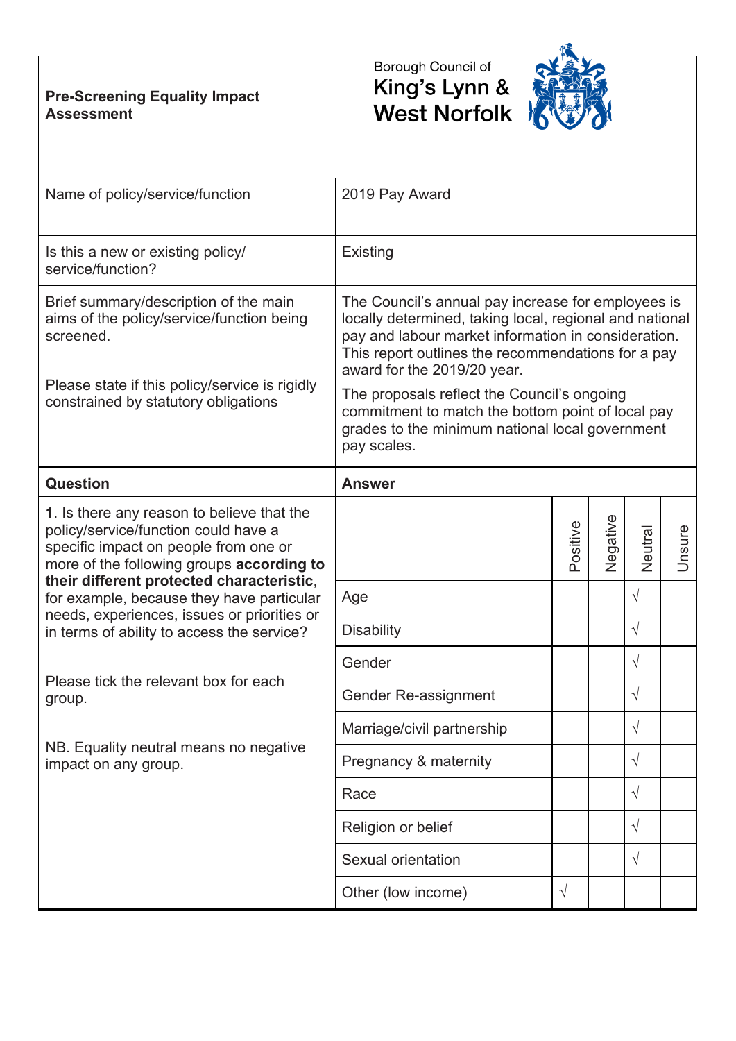| **Pre-Screening Equality Impact Assessment** | Borough Council of King's Lynn & West Norfolk |
|---|---|
| Name of policy/service/function | 2019 Pay Award |
| Is this a new or existing policy/ service/function? | Existing |
| Brief summary/description of the main aims of the policy/service/function being screened.<br><br>Please state if this policy/service is rigidly constrained by statutory obligations | The Council's annual pay increase for employees is locally determined, taking local, regional and national pay and labour market information in consideration. This report outlines the recommendations for a pay award for the 2019/20 year.<br><br>The proposals reflect the Council's ongoing commitment to match the bottom point of local pay grades to the minimum national local government pay scales. |

| **Question** | **Answer** | Positive | Negative | Neutral | Unsure |
|---|---|---|---|---|---|
| **1**. Is there any reason to believe that the policy/service/function could have a specific impact on people from one or more of the following groups **according to their different protected characteristic**, for example, because they have particular needs, experiences, issues or priorities or in terms of ability to access the service?<br><br>Please tick the relevant box for each group.<br><br>NB. Equality neutral means no negative impact on any group. | Age | | | √ | |
| | Disability | | | √ | |
| | Gender | | | √ | |
| | Gender Re-assignment | | | √ | |
| | Marriage/civil partnership | | | √ | |
| | Pregnancy & maternity | | | √ | |
| | Race | | | √ | |
| | Religion or belief | | | √ | |
| | Sexual orientation | | | √ | |
| | Other (low income) | √ | | | |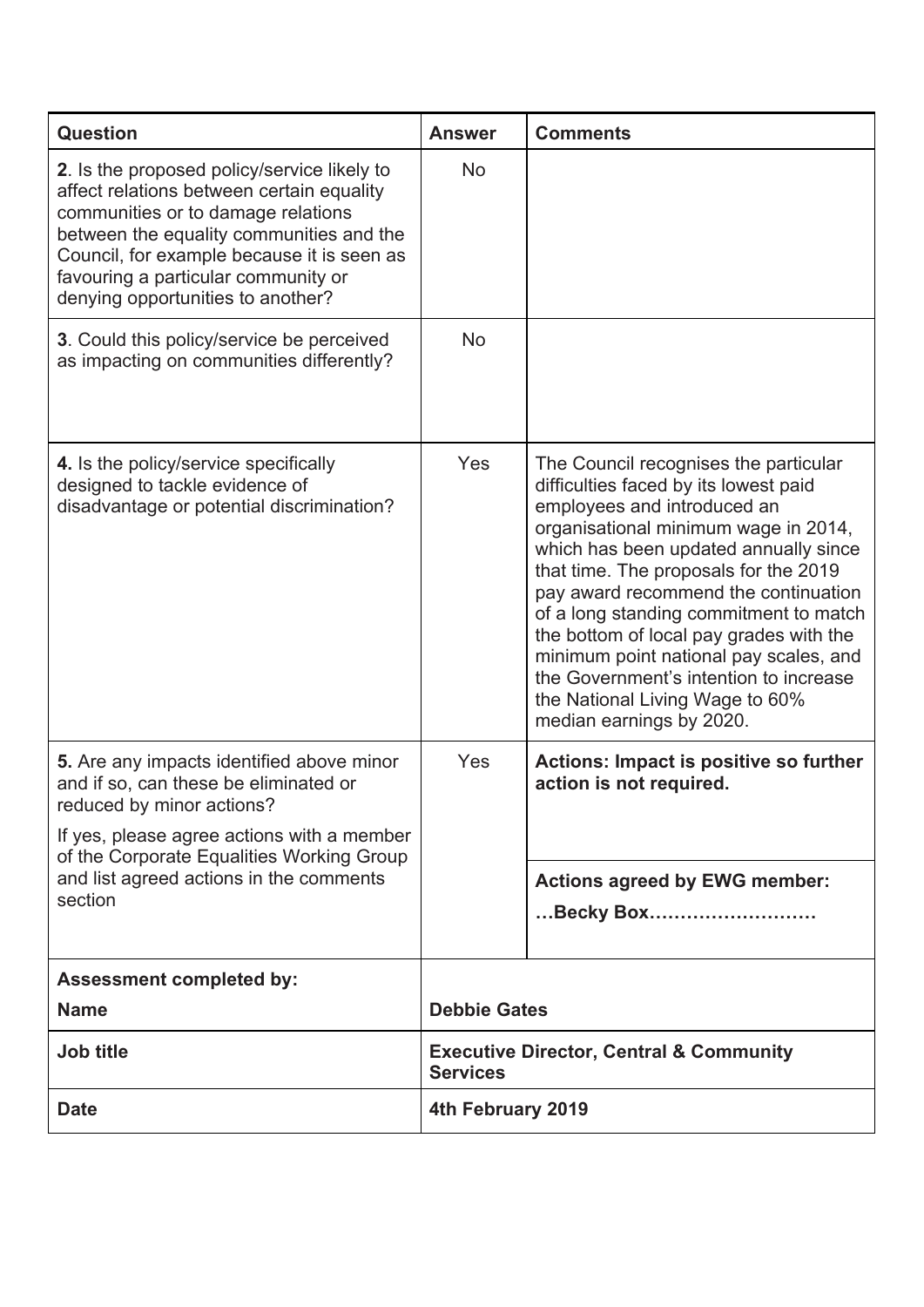| Question | Answer | Comments |
|---|---|---|
| **2**. Is the proposed policy/service likely to affect relations between certain equality communities or to damage relations between the equality communities and the Council, for example because it is seen as favouring a particular community or denying opportunities to another? | No | |
| **3**. Could this policy/service be perceived as impacting on communities differently? | No | |
| **4.** Is the policy/service specifically designed to tackle evidence of disadvantage or potential discrimination? | Yes | The Council recognises the particular difficulties faced by its lowest paid employees and introduced an organisational minimum wage in 2014, which has been updated annually since that time. The proposals for the 2019 pay award recommend the continuation of a long standing commitment to match the bottom of local pay grades with the minimum point national pay scales, and the Government's intention to increase the National Living Wage to 60% median earnings by 2020. |
| **5.** Are any impacts identified above minor and if so, can these be eliminated or reduced by minor actions?<br><br>If yes, please agree actions with a member of the Corporate Equalities Working Group and list agreed actions in the comments section | Yes | **Actions: Impact is positive so further action is not required.**<br><br>**Actions agreed by EWG member:**<br>**…Becky Box………………………** |
| **Assessment completed by:**<br>**Name** | **Debbie Gates** | |
| **Job title** | **Executive Director, Central & Community Services** | |
| **Date** | **4th February 2019** | |